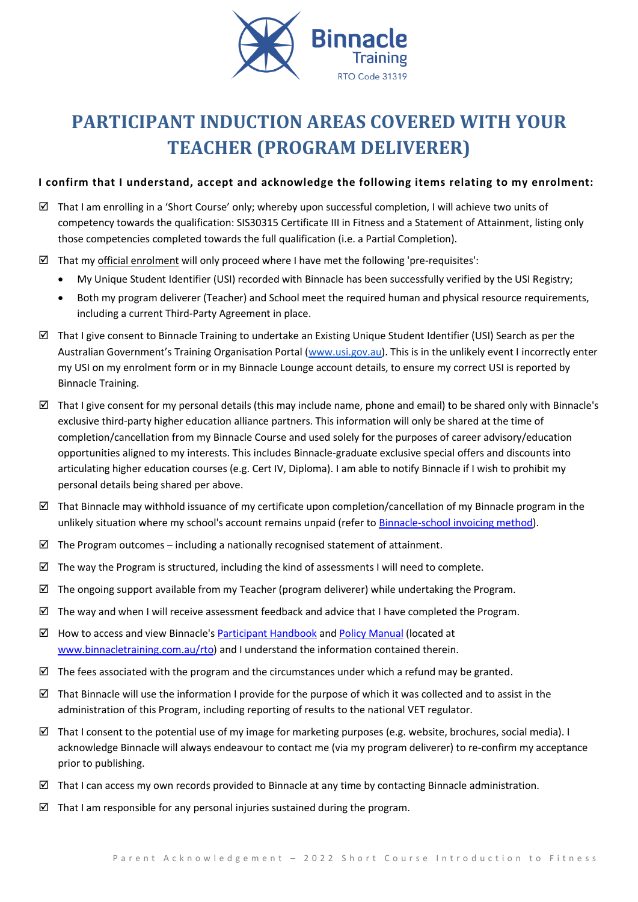Binnacle Training
RTO Code 31319

# PARTICIPANT INDUCTION AREAS COVERED WITH YOUR TEACHER (PROGRAM DELIVERER)

**I confirm that I understand, accept and acknowledge the following items relating to my enrolment:**

- ☑ That I am enrolling in a 'Short Course' only; whereby upon successful completion, I will achieve two units of competency towards the qualification: SIS30315 Certificate III in Fitness and a Statement of Attainment, listing only those competencies completed towards the full qualification (i.e. a Partial Completion).
- ☑ That my official enrolment will only proceed where I have met the following 'pre-requisites':
  - My Unique Student Identifier (USI) recorded with Binnacle has been successfully verified by the USI Registry;
  - Both my program deliverer (Teacher) and School meet the required human and physical resource requirements, including a current Third-Party Agreement in place.
- ☑ That I give consent to Binnacle Training to undertake an Existing Unique Student Identifier (USI) Search as per the Australian Government's Training Organisation Portal (www.usi.gov.au). This is in the unlikely event I incorrectly enter my USI on my enrolment form or in my Binnacle Lounge account details, to ensure my correct USI is reported by Binnacle Training.
- ☑ That I give consent for my personal details (this may include name, phone and email) to be shared only with Binnacle's exclusive third-party higher education alliance partners. This information will only be shared at the time of completion/cancellation from my Binnacle Course and used solely for the purposes of career advisory/education opportunities aligned to my interests. This includes Binnacle-graduate exclusive special offers and discounts into articulating higher education courses (e.g. Cert IV, Diploma). I am able to notify Binnacle if I wish to prohibit my personal details being shared per above.
- ☑ That Binnacle may withhold issuance of my certificate upon completion/cancellation of my Binnacle program in the unlikely situation where my school's account remains unpaid (refer to Binnacle-school invoicing method).
- ☑ The Program outcomes – including a nationally recognised statement of attainment.
- ☑ The way the Program is structured, including the kind of assessments I will need to complete.
- ☑ The ongoing support available from my Teacher (program deliverer) while undertaking the Program.
- ☑ The way and when I will receive assessment feedback and advice that I have completed the Program.
- ☑ How to access and view Binnacle's Participant Handbook and Policy Manual (located at www.binnacletraining.com.au/rto) and I understand the information contained therein.
- ☑ The fees associated with the program and the circumstances under which a refund may be granted.
- ☑ That Binnacle will use the information I provide for the purpose of which it was collected and to assist in the administration of this Program, including reporting of results to the national VET regulator.
- ☑ That I consent to the potential use of my image for marketing purposes (e.g. website, brochures, social media). I acknowledge Binnacle will always endeavour to contact me (via my program deliverer) to re-confirm my acceptance prior to publishing.
- ☑ That I can access my own records provided to Binnacle at any time by contacting Binnacle administration.
- ☑ That I am responsible for any personal injuries sustained during the program.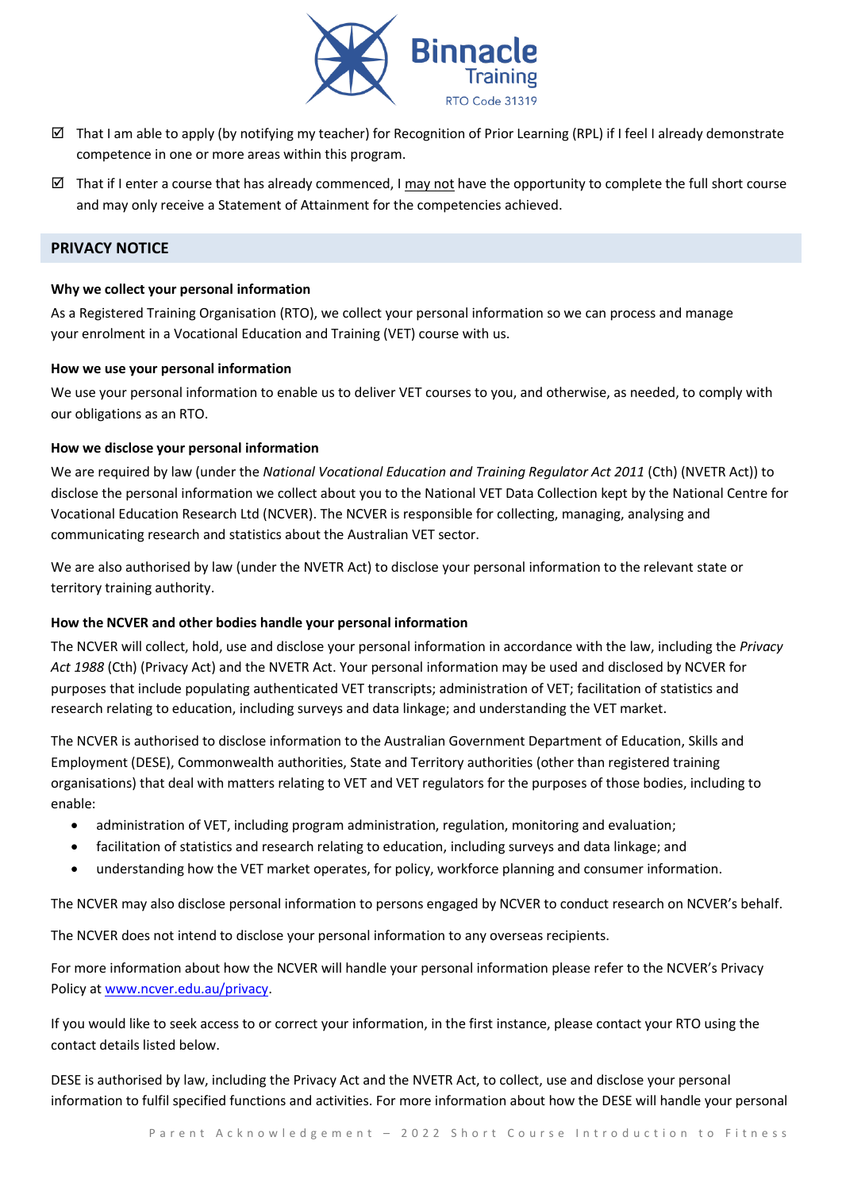- ☑ That I am able to apply (by notifying my teacher) for Recognition of Prior Learning (RPL) if I feel I already demonstrate competence in one or more areas within this program.
- ☑ That if I enter a course that has already commenced, I may not have the opportunity to complete the full short course and may only receive a Statement of Attainment for the competencies achieved.

## PRIVACY NOTICE

**Why we collect your personal information**

As a Registered Training Organisation (RTO), we collect your personal information so we can process and manage your enrolment in a Vocational Education and Training (VET) course with us.

**How we use your personal information**

We use your personal information to enable us to deliver VET courses to you, and otherwise, as needed, to comply with our obligations as an RTO.

**How we disclose your personal information**

We are required by law (under the *National Vocational Education and Training Regulator Act 2011* (Cth) (NVETR Act)) to disclose the personal information we collect about you to the National VET Data Collection kept by the National Centre for Vocational Education Research Ltd (NCVER). The NCVER is responsible for collecting, managing, analysing and communicating research and statistics about the Australian VET sector.

We are also authorised by law (under the NVETR Act) to disclose your personal information to the relevant state or territory training authority.

**How the NCVER and other bodies handle your personal information**

The NCVER will collect, hold, use and disclose your personal information in accordance with the law, including the *Privacy Act 1988* (Cth) (Privacy Act) and the NVETR Act. Your personal information may be used and disclosed by NCVER for purposes that include populating authenticated VET transcripts; administration of VET; facilitation of statistics and research relating to education, including surveys and data linkage; and understanding the VET market.

The NCVER is authorised to disclose information to the Australian Government Department of Education, Skills and Employment (DESE), Commonwealth authorities, State and Territory authorities (other than registered training organisations) that deal with matters relating to VET and VET regulators for the purposes of those bodies, including to enable:

- administration of VET, including program administration, regulation, monitoring and evaluation;
- facilitation of statistics and research relating to education, including surveys and data linkage; and
- understanding how the VET market operates, for policy, workforce planning and consumer information.

The NCVER may also disclose personal information to persons engaged by NCVER to conduct research on NCVER's behalf.

The NCVER does not intend to disclose your personal information to any overseas recipients.

For more information about how the NCVER will handle your personal information please refer to the NCVER's Privacy Policy at [www.ncver.edu.au/privacy](http://www.ncver.edu.au/privacy).

If you would like to seek access to or correct your information, in the first instance, please contact your RTO using the contact details listed below.

DESE is authorised by law, including the Privacy Act and the NVETR Act, to collect, use and disclose your personal information to fulfil specified functions and activities. For more information about how the DESE will handle your personal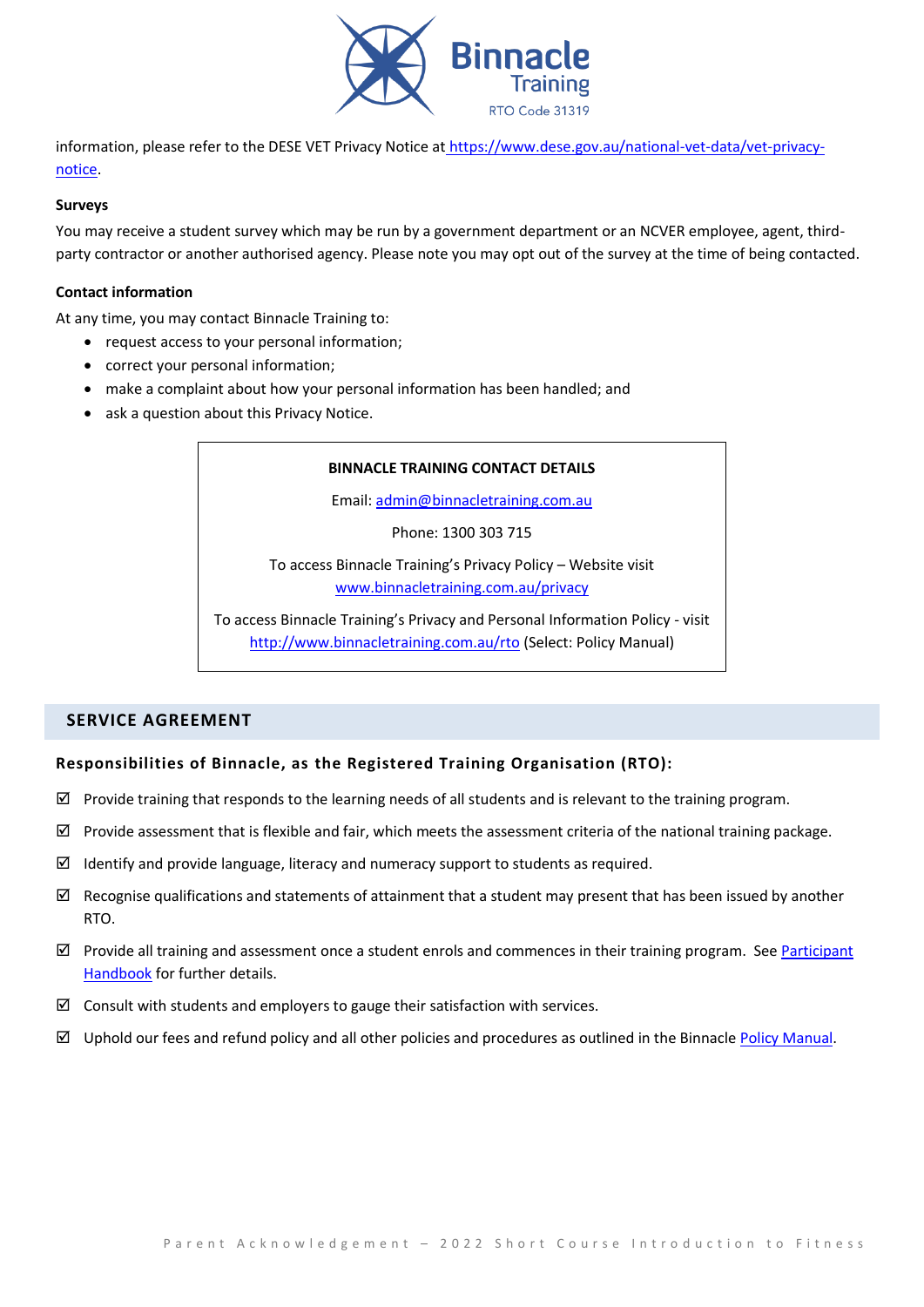information, please refer to the DESE VET Privacy Notice at [https://www.dese.gov.au/national-vet-data/vet-privacy-notice](https://www.dese.gov.au/national-vet-data/vet-privacy-notice).

**Surveys**

You may receive a student survey which may be run by a government department or an NCVER employee, agent, third-party contractor or another authorised agency. Please note you may opt out of the survey at the time of being contacted.

**Contact information**

At any time, you may contact Binnacle Training to:

- request access to your personal information;
- correct your personal information;
- make a complaint about how your personal information has been handled; and
- ask a question about this Privacy Notice.

> **BINNACLE TRAINING CONTACT DETAILS**
>
> Email: [admin@binnacletraining.com.au](mailto:admin@binnacletraining.com.au)
>
> Phone: 1300 303 715
>
> To access Binnacle Training's Privacy Policy – Website visit [www.binnacletraining.com.au/privacy](http://www.binnacletraining.com.au/privacy)
>
> To access Binnacle Training's Privacy and Personal Information Policy - visit [http://www.binnacletraining.com.au/rto](http://www.binnacletraining.com.au/rto) (Select: Policy Manual)

## SERVICE AGREEMENT

### Responsibilities of Binnacle, as the Registered Training Organisation (RTO):

- ☑ Provide training that responds to the learning needs of all students and is relevant to the training program.
- ☑ Provide assessment that is flexible and fair, which meets the assessment criteria of the national training package.
- ☑ Identify and provide language, literacy and numeracy support to students as required.
- ☑ Recognise qualifications and statements of attainment that a student may present that has been issued by another RTO.
- ☑ Provide all training and assessment once a student enrols and commences in their training program. See Participant Handbook for further details.
- ☑ Consult with students and employers to gauge their satisfaction with services.
- ☑ Uphold our fees and refund policy and all other policies and procedures as outlined in the Binnacle Policy Manual.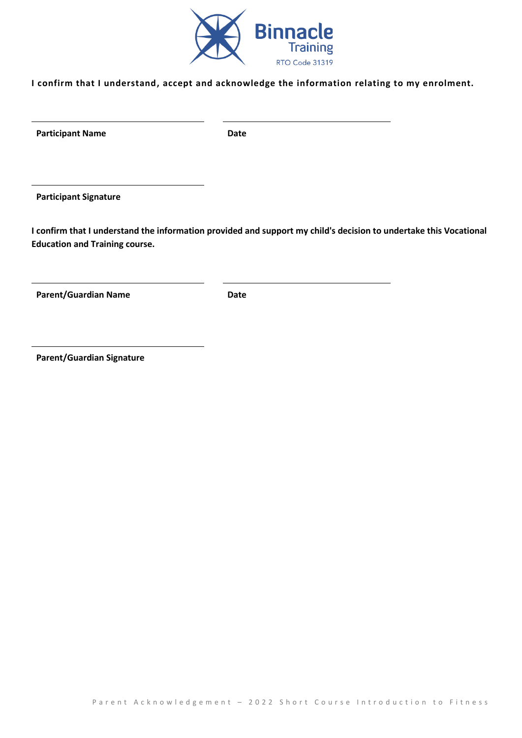Binnacle Training
RTO Code 31319

**I confirm that I understand, accept and acknowledge the information relating to my enrolment.**

**Participant Name** **Date**

**Participant Signature**

**I confirm that I understand the information provided and support my child's decision to undertake this Vocational Education and Training course.**

**Parent/Guardian Name** **Date**

**Parent/Guardian Signature**